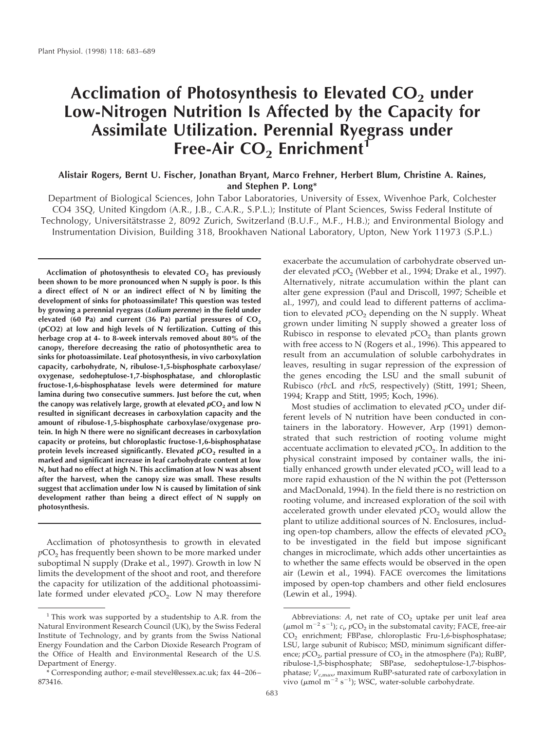# Acclimation of Photosynthesis to Elevated $CO_2$ under Low-Nitrogen Nutrition Is Affected by the Capacity for Assimilate Utilization. Perennial Ryegrass under Free-Air $CO_2$ Enrichment[1]

**Alistair Rogers, Bernt U. Fischer, Jonathan Bryant, Marco Frehner, Herbert Blum, Christine A. Raines, and Stephen P. Long***

Department of Biological Sciences, John Tabor Laboratories, University of Essex, Wivenhoe Park, Colchester CO4 3SQ, United Kingdom (A.R., J.B., C.A.R., S.P.L.); Institute of Plant Sciences, Swiss Federal Institute of Technology, Universitätstrasse 2, 8092 Zurich, Switzerland (B.U.F., M.F., H.B.); and Environmental Biology and Instrumentation Division, Building 318, Brookhaven National Laboratory, Upton, New York 11973 (S.P.L.)

**Acclimation of photosynthesis to elevated $CO_2$ has previously been shown to be more pronounced when N supply is poor. Is this a direct effect of N or an indirect effect of N by limiting the development of sinks for photoassimilate? This question was tested by growing a perennial ryegrass (*Lolium perenne*) in the field under elevated (60 Pa) and current (36 Pa) partial pressures of $CO_2$ ($pCO2$) at low and high levels of N fertilization. Cutting of this herbage crop at 4- to 8-week intervals removed about 80% of the canopy, therefore decreasing the ratio of photosynthetic area to sinks for photoassimilate. Leaf photosynthesis, in vivo carboxylation capacity, carbohydrate, N, ribulose-1,5-bisphosphate carboxylase/oxygenase, sedoheptulose-1,7-bisphosphatase, and chloroplastic fructose-1,6-bisphosphatase levels were determined for mature lamina during two consecutive summers. Just before the cut, when the canopy was relatively large, growth at elevated $pCO_2$ and low N resulted in significant decreases in carboxylation capacity and the amount of ribulose-1,5-bisphosphate carboxylase/oxygenase protein. In high N there were no significant decreases in carboxylation capacity or proteins, but chloroplastic fructose-1,6-bisphosphatase protein levels increased significantly. Elevated $pCO_2$ resulted in a marked and significant increase in leaf carbohydrate content at low N, but had no effect at high N. This acclimation at low N was absent after the harvest, when the canopy size was small. These results suggest that acclimation under low N is caused by limitation of sink development rather than being a direct effect of N supply on photosynthesis.**

Acclimation of photosynthesis to growth in elevated $pCO_2$ has frequently been shown to be more marked under suboptimal N supply (Drake et al., 1997). Growth in low N limits the development of the shoot and root, and therefore the capacity for utilization of the additional photoassimilate formed under elevated $pCO_2$. Low N may therefore exacerbate the accumulation of carbohydrate observed under elevated $pCO_2$ (Webber et al., 1994; Drake et al., 1997). Alternatively, nitrate accumulation within the plant can alter gene expression (Paul and Driscoll, 1997; Scheible et al., 1997), and could lead to different patterns of acclimation to elevated $pCO_2$ depending on the N supply. Wheat grown under limiting N supply showed a greater loss of Rubisco in response to elevated $pCO_2$ than plants grown with free access to N (Rogers et al., 1996). This appeared to result from an accumulation of soluble carbohydrates in leaves, resulting in sugar repression of the expression of the genes encoding the LSU and the small subunit of Rubisco (*rbc*L and *rbc*S, respectively) (Stitt, 1991; Sheen, 1994; Krapp and Stitt, 1995; Koch, 1996).

Most studies of acclimation to elevated $pCO_2$ under different levels of N nutrition have been conducted in containers in the laboratory. However, Arp (1991) demonstrated that such restriction of rooting volume might accentuate acclimation to elevated $pCO_2$. In addition to the physical constraint imposed by container walls, the initially enhanced growth under elevated $pCO_2$ will lead to a more rapid exhaustion of the N within the pot (Pettersson and MacDonald, 1994). In the field there is no restriction on rooting volume, and increased exploration of the soil with accelerated growth under elevated $pCO_2$ would allow the plant to utilize additional sources of N. Enclosures, including open-top chambers, allow the effects of elevated $pCO_2$ to be investigated in the field but impose significant changes in microclimate, which adds other uncertainties as to whether the same effects would be observed in the open air (Lewin et al., 1994). FACE overcomes the limitations imposed by open-top chambers and other field enclosures (Lewin et al., 1994).

[1] This work was supported by a studentship to A.R. from the Natural Environment Research Council (UK), by the Swiss Federal Institute of Technology, and by grants from the Swiss National Energy Foundation and the Carbon Dioxide Research Program of the Office of Health and Environmental Research of the U.S. Department of Energy.

\* Corresponding author; e-mail stevel@essex.ac.uk; fax 44–206–873416.

Abbreviations: $A$, net rate of $CO_2$ uptake per unit leaf area ($\mu$mol m$^{-2}$ s$^{-1}$); $c_i$, $pCO_2$ in the substomatal cavity; FACE, free-air $CO_2$ enrichment; FBPase, chloroplastic Fru-1,6-bisphosphatase; LSU, large subunit of Rubisco; MSD, minimum significant difference; $pCO_2$, partial pressure of $CO_2$ in the atmosphere (Pa); RuBP, ribulose-1,5-bisphosphate; SBPase, sedoheptulose-1,7-bisphosphatase; $V_{c,max}$, maximum RuBP-saturated rate of carboxylation in vivo ($\mu$mol m$^{-2}$ s$^{-1}$); WSC, water-soluble carbohydrate.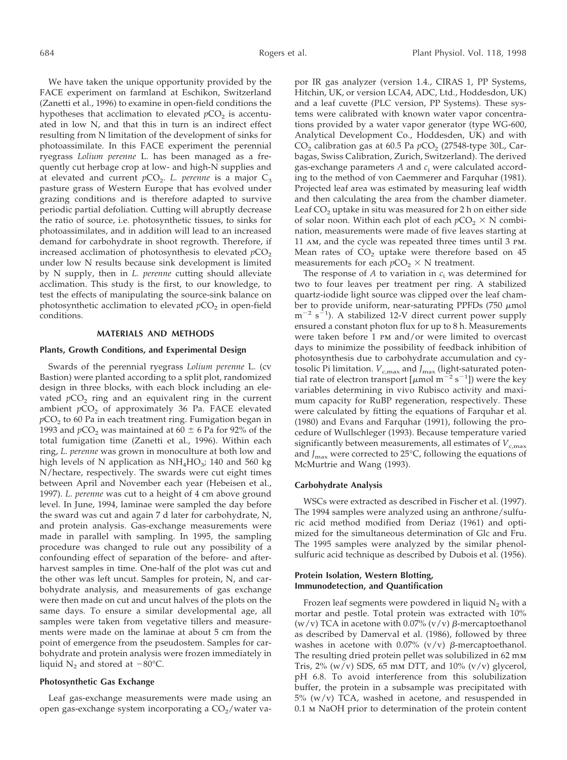We have taken the unique opportunity provided by the FACE experiment on farmland at Eschikon, Switzerland (Zanetti et al., 1996) to examine in open-field conditions the hypotheses that acclimation to elevated $pCO_2$ is accentuated in low N, and that this in turn is an indirect effect resulting from N limitation of the development of sinks for photoassimilate. In this FACE experiment the perennial ryegrass *Lolium perenne* L. has been managed as a frequently cut herbage crop at low- and high-N supplies and at elevated and current $pCO_2$. *L. perenne* is a major $C_3$ pasture grass of Western Europe that has evolved under grazing conditions and is therefore adapted to survive periodic partial defoliation. Cutting will abruptly decrease the ratio of source, i.e. photosynthetic tissues, to sinks for photoassimilates, and in addition will lead to an increased demand for carbohydrate in shoot regrowth. Therefore, if increased acclimation of photosynthesis to elevated $pCO_2$ under low N results because sink development is limited by N supply, then in *L. perenne* cutting should alleviate acclimation. This study is the first, to our knowledge, to test the effects of manipulating the source-sink balance on photosynthetic acclimation to elevated $pCO_2$ in open-field conditions.

## MATERIALS AND METHODS

### Plants, Growth Conditions, and Experimental Design

Swards of the perennial ryegrass *Lolium perenne* L. (cv Bastion) were planted according to a split plot, randomized design in three blocks, with each block including an elevated $pCO_2$ ring and an equivalent ring in the current ambient $pCO_2$ of approximately 36 Pa. FACE elevated $pCO_2$ to 60 Pa in each treatment ring. Fumigation began in 1993 and $pCO_2$ was maintained at 60 ± 6 Pa for 92% of the total fumigation time (Zanetti et al., 1996). Within each ring, *L. perenne* was grown in monoculture at both low and high levels of N application as $NH_4HO_3$; 140 and 560 kg N/hectare, respectively. The swards were cut eight times between April and November each year (Hebeisen et al., 1997). *L. perenne* was cut to a height of 4 cm above ground level. In June, 1994, laminae were sampled the day before the sward was cut and again 7 d later for carbohydrate, N, and protein analysis. Gas-exchange measurements were made in parallel with sampling. In 1995, the sampling procedure was changed to rule out any possibility of a confounding effect of separation of the before- and after-harvest samples in time. One-half of the plot was cut and the other was left uncut. Samples for protein, N, and carbohydrate analysis, and measurements of gas exchange were then made on cut and uncut halves of the plots on the same days. To ensure a similar developmental age, all samples were taken from vegetative tillers and measurements were made on the laminae at about 5 cm from the point of emergence from the pseudostem. Samples for carbohydrate and protein analysis were frozen immediately in liquid $N_2$ and stored at −80°C.

### Photosynthetic Gas Exchange

Leaf gas-exchange measurements were made using an open gas-exchange system incorporating a $CO_2$/water vapor IR gas analyzer (version 1.4., CIRAS 1, PP Systems, Hitchin, UK, or version LCA4, ADC, Ltd., Hoddesdon, UK) and a leaf cuvette (PLC version, PP Systems). These systems were calibrated with known water vapor concentrations provided by a water vapor generator (type WG-600, Analytical Development Co., Hoddesden, UK) and with $CO_2$ calibration gas at 60.5 Pa $pCO_2$ (27548-type 30L, Carbagas, Swiss Calibration, Zurich, Switzerland). The derived gas-exchange parameters $A$ and $c_i$ were calculated according to the method of von Caemmerer and Farquhar (1981). Projected leaf area was estimated by measuring leaf width and then calculating the area from the chamber diameter. Leaf $CO_2$ uptake in situ was measured for 2 h on either side of solar noon. Within each plot of each $pCO_2$ × N combination, measurements were made of five leaves starting at 11 AM, and the cycle was repeated three times until 3 PM. Mean rates of $CO_2$ uptake were therefore based on 45 measurements for each $pCO_2$ × N treatment.

The response of $A$ to variation in $c_i$ was determined for two to four leaves per treatment per ring. A stabilized quartz-iodide light source was clipped over the leaf chamber to provide uniform, near-saturating PPFDs (750 μmol $m^{-2}$ $s^{-1}$). A stabilized 12-V direct current power supply ensured a constant photon flux for up to 8 h. Measurements were taken before 1 PM and/or were limited to overcast days to minimize the possibility of feedback inhibition of photosynthesis due to carbohydrate accumulation and cytosolic Pi limitation. $V_{c,max}$ and $J_{max}$ (light-saturated potential rate of electron transport [μmol $m^{-2}$ $s^{-1}$]) were the key variables determining in vivo Rubisco activity and maximum capacity for RuBP regeneration, respectively. These were calculated by fitting the equations of Farquhar et al. (1980) and Evans and Farquhar (1991), following the procedure of Wullschleger (1993). Because temperature varied significantly between measurements, all estimates of $V_{c,max}$ and $J_{max}$ were corrected to 25°C, following the equations of McMurtrie and Wang (1993).

### Carbohydrate Analysis

WSCs were extracted as described in Fischer et al. (1997). The 1994 samples were analyzed using an anthrone/sulfuric acid method modified from Deriaz (1961) and optimized for the simultaneous determination of Glc and Fru. The 1995 samples were analyzed by the similar phenol-sulfuric acid technique as described by Dubois et al. (1956).

### Protein Isolation, Western Blotting, Immunodetection, and Quantification

Frozen leaf segments were powdered in liquid $N_2$ with a mortar and pestle. Total protein was extracted with 10% (w/v) TCA in acetone with 0.07% (v/v) β-mercaptoethanol as described by Damerval et al. (1986), followed by three washes in acetone with 0.07% (v/v) β-mercaptoethanol. The resulting dried protein pellet was solubilized in 62 mM Tris, 2% (w/v) SDS, 65 mM DTT, and 10% (v/v) glycerol, pH 6.8. To avoid interference from this solubilization buffer, the protein in a subsample was precipitated with 5% (w/v) TCA, washed in acetone, and resuspended in 0.1 M NaOH prior to determination of the protein content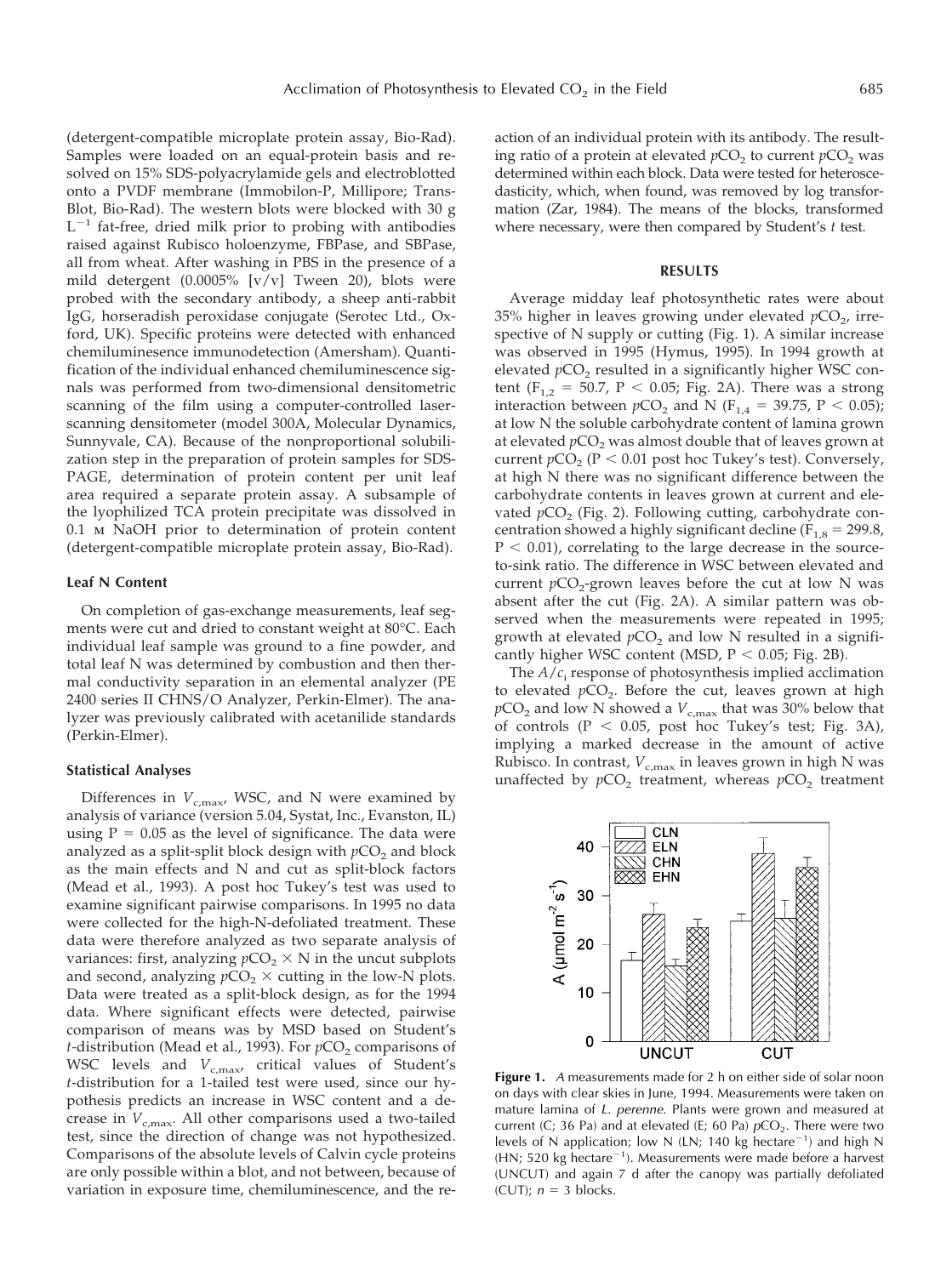(detergent-compatible microplate protein assay, Bio-Rad). Samples were loaded on an equal-protein basis and resolved on 15% SDS-polyacrylamide gels and electroblotted onto a PVDF membrane (Immobilon-P, Millipore; Trans-Blot, Bio-Rad). The western blots were blocked with 30 g $L^{-1}$ fat-free, dried milk prior to probing with antibodies raised against Rubisco holoenzyme, FBPase, and SBPase, all from wheat. After washing in PBS in the presence of a mild detergent (0.0005% [v/v] Tween 20), blots were probed with the secondary antibody, a sheep anti-rabbit IgG, horseradish peroxidase conjugate (Serotec Ltd., Oxford, UK). Specific proteins were detected with enhanced chemiluminesence immunodetection (Amersham). Quantification of the individual enhanced chemiluminescence signals was performed from two-dimensional densitometric scanning of the film using a computer-controlled laser-scanning densitometer (model 300A, Molecular Dynamics, Sunnyvale, CA). Because of the nonproportional solubilization step in the preparation of protein samples for SDS-PAGE, determination of protein content per unit leaf area required a separate protein assay. A subsample of the lyophilized TCA protein precipitate was dissolved in 0.1 M NaOH prior to determination of protein content (detergent-compatible microplate protein assay, Bio-Rad).

### Leaf N Content

On completion of gas-exchange measurements, leaf segments were cut and dried to constant weight at 80°C. Each individual leaf sample was ground to a fine powder, and total leaf N was determined by combustion and then thermal conductivity separation in an elemental analyzer (PE 2400 series II CHNS/O Analyzer, Perkin-Elmer). The analyzer was previously calibrated with acetanilide standards (Perkin-Elmer).

### Statistical Analyses

Differences in $V_{c,max}$, WSC, and N were examined by analysis of variance (version 5.04, Systat, Inc., Evanston, IL) using P = 0.05 as the level of significance. The data were analyzed as a split-split block design with $pCO_2$ and block as the main effects and N and cut as split-block factors (Mead et al., 1993). A post hoc Tukey's test was used to examine significant pairwise comparisons. In 1995 no data were collected for the high-N-defoliated treatment. These data were therefore analyzed as two separate analysis of variances: first, analyzing $pCO_2$ × N in the uncut subplots and second, analyzing $pCO_2$ × cutting in the low-N plots. Data were treated as a split-block design, as for the 1994 data. Where significant effects were detected, pairwise comparison of means was by MSD based on Student's *t*-distribution (Mead et al., 1993). For $pCO_2$ comparisons of WSC levels and $V_{c,max}$, critical values of Student's *t*-distribution for a 1-tailed test were used, since our hypothesis predicts an increase in WSC content and a decrease in $V_{c,max}$. All other comparisons used a two-tailed test, since the direction of change was not hypothesized. Comparisons of the absolute levels of Calvin cycle proteins are only possible within a blot, and not between, because of variation in exposure time, chemiluminescence, and the reaction of an individual protein with its antibody. The resulting ratio of a protein at elevated $pCO_2$ to current $pCO_2$ was determined within each block. Data were tested for heteroscedasticity, which, when found, was removed by log transformation (Zar, 1984). The means of the blocks, transformed where necessary, were then compared by Student's *t* test.

## RESULTS

Average midday leaf photosynthetic rates were about 35% higher in leaves growing under elevated $pCO_2$, irrespective of N supply or cutting (Fig. 1). A similar increase was observed in 1995 (Hymus, 1995). In 1994 growth at elevated $pCO_2$ resulted in a significantly higher WSC content ($F_{1,2}$ = 50.7, $P < 0.05$; Fig. 2A). There was a strong interaction between $pCO_2$ and N ($F_{1,4}$ = 39.75, $P < 0.05$); at low N the soluble carbohydrate content of lamina grown at elevated $pCO_2$ was almost double that of leaves grown at current $pCO_2$ ($P < 0.01$ post hoc Tukey's test). Conversely, at high N there was no significant difference between the carbohydrate contents in leaves grown at current and elevated $pCO_2$ (Fig. 2). Following cutting, carbohydrate concentration showed a highly significant decline ($F_{1,8}$ = 299.8, $P < 0.01$), correlating to the large decrease in the source-to-sink ratio. The difference in WSC between elevated and current $pCO_2$-grown leaves before the cut at low N was absent after the cut (Fig. 2A). A similar pattern was observed when the measurements were repeated in 1995; growth at elevated $pCO_2$ and low N resulted in a significantly higher WSC content (MSD, $P < 0.05$; Fig. 2B).

The $A/c_i$ response of photosynthesis implied acclimation to elevated $pCO_2$. Before the cut, leaves grown at high $pCO_2$ and low N showed a $V_{c,max}$ that was 30% below that of controls ($P < 0.05$, post hoc Tukey's test; Fig. 3A), implying a marked decrease in the amount of active Rubisco. In contrast, $V_{c,max}$ in leaves grown in high N was unaffected by $pCO_2$ treatment, whereas $pCO_2$ treatment

**Figure 1.** *A* measurements made for 2 h on either side of solar noon on days with clear skies in June, 1994. Measurements were taken on mature lamina of *L. perenne*. Plants were grown and measured at current (C; 36 Pa) and at elevated (E; 60 Pa) $pCO_2$. There were two levels of N application; low N (LN; 140 kg $hectare^{-1}$) and high N (HN; 520 kg $hectare^{-1}$). Measurements were made before a harvest (UNCUT) and again 7 d after the canopy was partially defoliated (CUT); *n* = 3 blocks.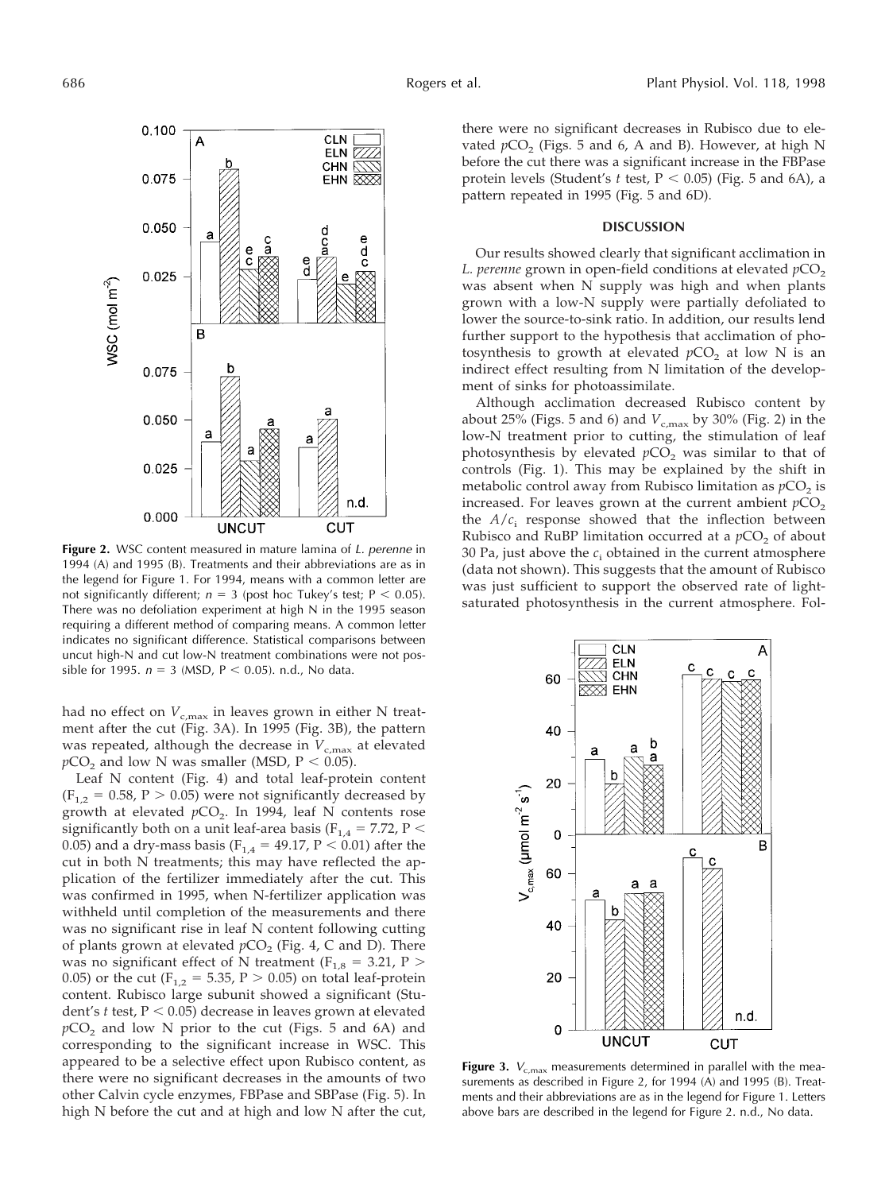**Figure 2.** WSC content measured in mature lamina of *L. perenne* in 1994 (A) and 1995 (B). Treatments and their abbreviations are as in the legend for Figure 1. For 1994, means with a common letter are not significantly different; $n = 3$ (post hoc Tukey's test; $P < 0.05$). There was no defoliation experiment at high N in the 1995 season requiring a different method of comparing means. A common letter indicates no significant difference. Statistical comparisons between uncut high-N and cut low-N treatment combinations were not possible for 1995. $n = 3$ (MSD, $P < 0.05$). n.d., No data.

had no effect on $V_{c,max}$ in leaves grown in either N treatment after the cut (Fig. 3A). In 1995 (Fig. 3B), the pattern was repeated, although the decrease in $V_{c,max}$ at elevated $pCO_2$ and low N was smaller (MSD, $P < 0.05$).

Leaf N content (Fig. 4) and total leaf-protein content ($F_{1,2} = 0.58$, $P > 0.05$) were not significantly decreased by growth at elevated $pCO_2$. In 1994, leaf N contents rose significantly both on a unit leaf-area basis ($F_{1,4} = 7.72$, $P < 0.05$) and a dry-mass basis ($F_{1,4} = 49.17$, $P < 0.01$) after the cut in both N treatments; this may have reflected the application of the fertilizer immediately after the cut. This was confirmed in 1995, when N-fertilizer application was withheld until completion of the measurements and there was no significant rise in leaf N content following cutting of plants grown at elevated $pCO_2$ (Fig. 4, C and D). There was no significant effect of N treatment ($F_{1,8} = 3.21$, $P > 0.05$) or the cut ($F_{1,2} = 5.35$, $P > 0.05$) on total leaf-protein content. Rubisco large subunit showed a significant (Student's *t* test, $P < 0.05$) decrease in leaves grown at elevated $pCO_2$ and low N prior to the cut (Figs. 5 and 6A) and corresponding to the significant increase in WSC. This appeared to be a selective effect upon Rubisco content, as there were no significant decreases in the amounts of two other Calvin cycle enzymes, FBPase and SBPase (Fig. 5). In high N before the cut and at high and low N after the cut, there were no significant decreases in Rubisco due to elevated $pCO_2$ (Figs. 5 and 6, A and B). However, at high N before the cut there was a significant increase in the FBPase protein levels (Student's *t* test, $P < 0.05$) (Fig. 5 and 6A), a pattern repeated in 1995 (Fig. 5 and 6D).

## DISCUSSION

Our results showed clearly that significant acclimation in *L. perenne* grown in open-field conditions at elevated $pCO_2$ was absent when N supply was high and when plants grown with a low-N supply were partially defoliated to lower the source-to-sink ratio. In addition, our results lend further support to the hypothesis that acclimation of photosynthesis to growth at elevated $pCO_2$ at low N is an indirect effect resulting from N limitation of the development of sinks for photoassimilate.

Although acclimation decreased Rubisco content by about 25% (Figs. 5 and 6) and $V_{c,max}$ by 30% (Fig. 2) in the low-N treatment prior to cutting, the stimulation of leaf photosynthesis by elevated $pCO_2$ was similar to that of controls (Fig. 1). This may be explained by the shift in metabolic control away from Rubisco limitation as $pCO_2$ is increased. For leaves grown at the current ambient $pCO_2$ the $A/c_i$ response showed that the inflection between Rubisco and RuBP limitation occurred at a $pCO_2$ of about 30 Pa, just above the $c_i$ obtained in the current atmosphere (data not shown). This suggests that the amount of Rubisco was just sufficient to support the observed rate of light-saturated photosynthesis in the current atmosphere. Fol-

**Figure 3.** $V_{c,max}$ measurements determined in parallel with the measurements as described in Figure 2, for 1994 (A) and 1995 (B). Treatments and their abbreviations are as in the legend for Figure 1. Letters above bars are described in the legend for Figure 2. n.d., No data.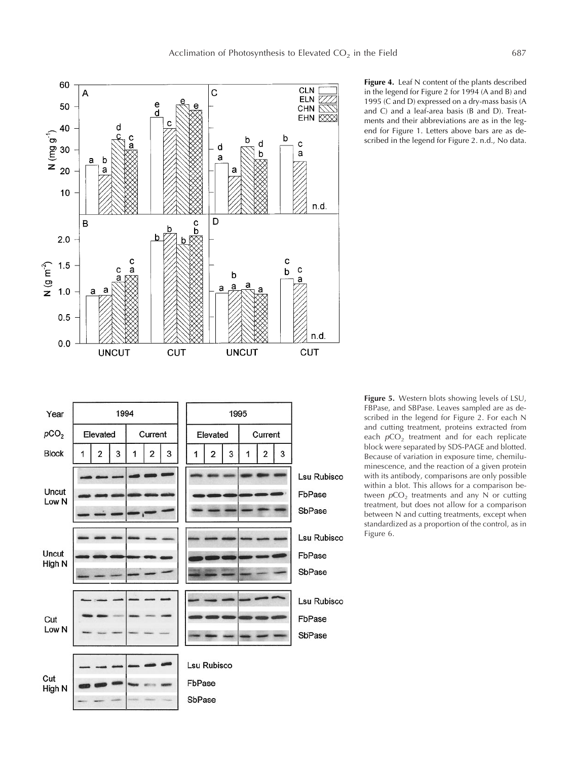**Figure 4.** Leaf N content of the plants described in the legend for Figure 2 for 1994 (A and B) and 1995 (C and D) expressed on a dry-mass basis (A and C) and a leaf-area basis (B and D). Treatments and their abbreviations are as in the legend for Figure 1. Letters above bars are as described in the legend for Figure 2. n.d., No data.

**Figure 5.** Western blots showing levels of LSU, FBPase, and SBPase. Leaves sampled are as described in the legend for Figure 2. For each N and cutting treatment, proteins extracted from each $pCO_2$ treatment and for each replicate block were separated by SDS-PAGE and blotted. Because of variation in exposure time, chemiluminescence, and the reaction of a given protein with its antibody, comparisons are only possible within a blot. This allows for a comparison between $pCO_2$ treatments and any N or cutting treatment, but does not allow for a comparison between N and cutting treatments, except when standardized as a proportion of the control, as in Figure 6.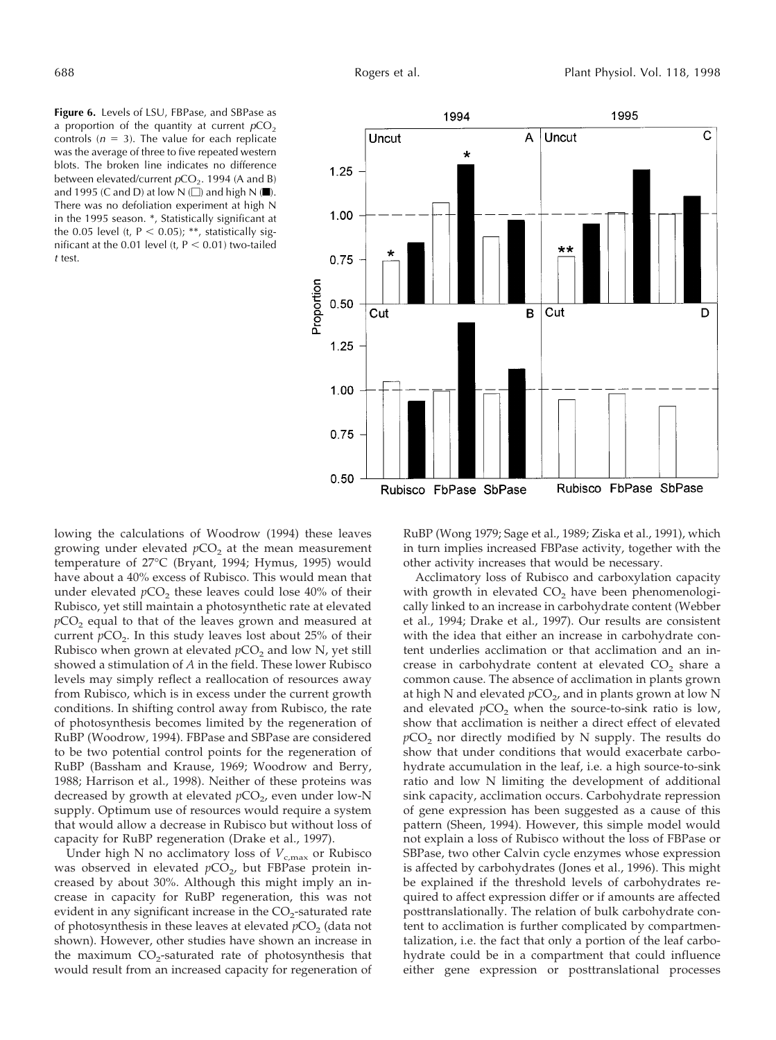**Figure 6.** Levels of LSU, FBPase, and SBPase as a proportion of the quantity at current $pCO_2$ controls ($n = 3$). The value for each replicate was the average of three to five repeated western blots. The broken line indicates no difference between elevated/current $pCO_2$. 1994 (A and B) and 1995 (C and D) at low N (□) and high N (■). There was no defoliation experiment at high N in the 1995 season. *, Statistically significant at the 0.05 level (t, $P < 0.05$); **, statistically significant at the 0.01 level (t, $P < 0.01$) two-tailed *t* test.

lowing the calculations of Woodrow (1994) these leaves growing under elevated $pCO_2$ at the mean measurement temperature of 27°C (Bryant, 1994; Hymus, 1995) would have about a 40% excess of Rubisco. This would mean that under elevated $pCO_2$ these leaves could lose 40% of their Rubisco, yet still maintain a photosynthetic rate at elevated $pCO_2$ equal to that of the leaves grown and measured at current $pCO_2$. In this study leaves lost about 25% of their Rubisco when grown at elevated $pCO_2$ and low N, yet still showed a stimulation of *A* in the field. These lower Rubisco levels may simply reflect a reallocation of resources away from Rubisco, which is in excess under the current growth conditions. In shifting control away from Rubisco, the rate of photosynthesis becomes limited by the regeneration of RuBP (Woodrow, 1994). FBPase and SBPase are considered to be two potential control points for the regeneration of RuBP (Bassham and Krause, 1969; Woodrow and Berry, 1988; Harrison et al., 1998). Neither of these proteins was decreased by growth at elevated $pCO_2$, even under low-N supply. Optimum use of resources would require a system that would allow a decrease in Rubisco but without loss of capacity for RuBP regeneration (Drake et al., 1997).

Under high N no acclimatory loss of $V_{c,max}$ or Rubisco was observed in elevated $pCO_2$, but FBPase protein increased by about 30%. Although this might imply an increase in capacity for RuBP regeneration, this was not evident in any significant increase in the $CO_2$-saturated rate of photosynthesis in these leaves at elevated $pCO_2$ (data not shown). However, other studies have shown an increase in the maximum $CO_2$-saturated rate of photosynthesis that would result from an increased capacity for regeneration of RuBP (Wong 1979; Sage et al., 1989; Ziska et al., 1991), which in turn implies increased FBPase activity, together with the other activity increases that would be necessary.

Acclimatory loss of Rubisco and carboxylation capacity with growth in elevated $CO_2$ have been phenomenologically linked to an increase in carbohydrate content (Webber et al., 1994; Drake et al., 1997). Our results are consistent with the idea that either an increase in carbohydrate content underlies acclimation or that acclimation and an increase in carbohydrate content at elevated $CO_2$ share a common cause. The absence of acclimation in plants grown at high N and elevated $pCO_2$, and in plants grown at low N and elevated $pCO_2$ when the source-to-sink ratio is low, show that acclimation is neither a direct effect of elevated $pCO_2$ nor directly modified by N supply. The results do show that under conditions that would exacerbate carbohydrate accumulation in the leaf, i.e. a high source-to-sink ratio and low N limiting the development of additional sink capacity, acclimation occurs. Carbohydrate repression of gene expression has been suggested as a cause of this pattern (Sheen, 1994). However, this simple model would not explain a loss of Rubisco without the loss of FBPase or SBPase, two other Calvin cycle enzymes whose expression is affected by carbohydrates (Jones et al., 1996). This might be explained if the threshold levels of carbohydrates required to affect expression differ or if amounts are affected posttranslationally. The relation of bulk carbohydrate content to acclimation is further complicated by compartmentalization, i.e. the fact that only a portion of the leaf carbohydrate could be in a compartment that could influence either gene expression or posttranslational processes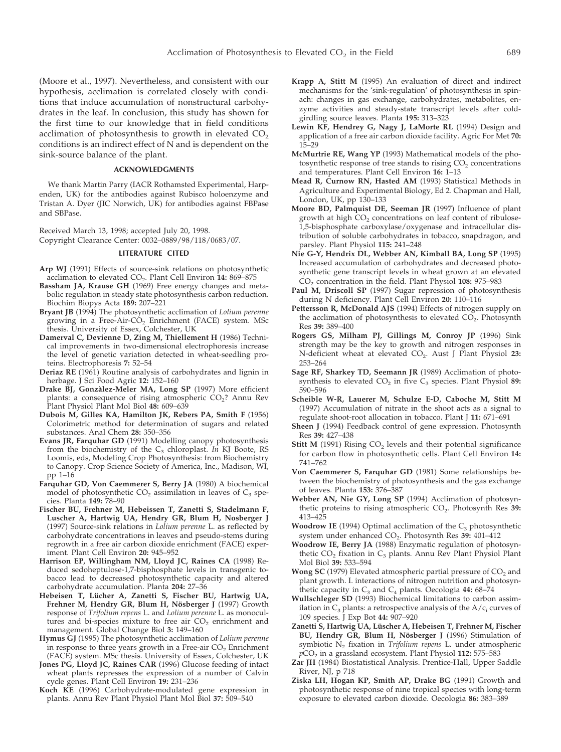(Moore et al., 1997). Nevertheless, and consistent with our hypothesis, acclimation is correlated closely with conditions that induce accumulation of nonstructural carbohydrates in the leaf. In conclusion, this study has shown for the first time to our knowledge that in field conditions acclimation of photosynthesis to growth in elevated $CO_2$ conditions is an indirect effect of N and is dependent on the sink-source balance of the plant.

## ACKNOWLEDGMENTS

We thank Martin Parry (IACR Rothamsted Experimental, Harpenden, UK) for the antibodies against Rubisco holoenzyme and Tristan A. Dyer (JIC Norwich, UK) for antibodies against FBPase and SBPase.

Received March 13, 1998; accepted July 20, 1998.
Copyright Clearance Center: 0032–0889/98/118/0683/07.

## LITERATURE CITED

**Arp WJ** (1991) Effects of source-sink relations on photosynthetic acclimation to elevated $CO_2$. Plant Cell Environ **14:** 869–875

**Bassham JA, Krause GH** (1969) Free energy changes and metabolic regulation in steady state photosynthesis carbon reduction. Biochim Biopys Acta **189:** 207–221

**Bryant JB** (1994) The photosynthetic acclimation of *Lolium perenne* growing in a Free-Air-$CO_2$ Enrichment (FACE) system. MSc thesis. University of Essex, Colchester, UK

**Damerval C, Devienne D, Zing M, Thiellement H** (1986) Technical improvements in two-dimensional electrophoresis increase the level of genetic variation detected in wheat-seedling proteins. Electrophoresis **7:** 52–54

**Deriaz RE** (1961) Routine analysis of carbohydrates and lignin in herbage. J Sci Food Agric **12:** 152–160

**Drake BJ, Gonzàlez-Meler MA, Long SP** (1997) More efficient plants: a consequence of rising atmospheric $CO_2$? Annu Rev Plant Physiol Plant Mol Biol **48:** 609–639

**Dubois M, Gilles KA, Hamilton JK, Rebers PA, Smith F** (1956) Colorimetric method for determination of sugars and related substances. Anal Chem **28:** 350–356

**Evans JR, Farquhar GD** (1991) Modelling canopy photosynthesis from the biochemistry of the $C_3$ chloroplast. *In* KJ Boote, RS Loomis, eds, Modeling Crop Photosynthesis: from Biochemistry to Canopy. Crop Science Society of America, Inc., Madison, WI, pp 1–16

**Farquhar GD, Von Caemmerer S, Berry JA** (1980) A biochemical model of photosynthetic $CO_2$ assimilation in leaves of $C_3$ species. Planta **149:** 78–90

**Fischer BU, Frehner M, Hebeissen T, Zanetti S, Stadelmann F, Luscher A, Hartwig UA, Hendry GR, Blum H, Nosberger J** (1997) Source-sink relations in *Lolium perenne* L. as reflected by carbohydrate concentrations in leaves and pseudo-stems during regrowth in a free air carbon dioxide enrichment (FACE) experiment. Plant Cell Environ **20:** 945–952

**Harrison EP, Willingham NM, Lloyd JC, Raines CA** (1998) Reduced sedoheptulose-1,7-bisphosphate levels in transgenic tobacco lead to decreased photosynthetic capacity and altered carbohydrate accumulation. Planta **204:** 27–36

**Hebeisen T, Lücher A, Zanetti S, Fischer BU, Hartwig UA, Frehner M, Hendry GR, Blum H, Nösberger J** (1997) Growth response of *Trifolium repens* L. and *Lolium perenne* L. as monocultures and bi-species mixture to free air $CO_2$ enrichment and management. Global Change Biol **3:** 149–160

**Hymus GJ** (1995) The photosynthetic acclimation of *Lolium perenne* in response to three years growth in a Free-air $CO_2$ Enrichment (FACE) system. MSc thesis. University of Essex, Colchester, UK

**Jones PG, Lloyd JC, Raines CAR** (1996) Glucose feeding of intact wheat plants represses the expression of a number of Calvin cycle genes. Plant Cell Environ **19:** 231–236

**Koch KE** (1996) Carbohydrate-modulated gene expression in plants. Annu Rev Plant Physiol Plant Mol Biol **37:** 509–540

**Krapp A, Stitt M** (1995) An evaluation of direct and indirect mechanisms for the 'sink-regulation' of photosynthesis in spinach: changes in gas exchange, carbohydrates, metabolites, enzyme activities and steady-state transcript levels after cold-girdling source leaves. Planta **195:** 313–323

**Lewin KF, Hendrey G, Nagy J, LaMorte RL** (1994) Design and application of a free air carbon dioxide facility. Agric For Met **70:** 15–29

**McMurtrie RE, Wang YP** (1993) Mathematical models of the photosynthetic response of tree stands to rising $CO_2$ concentrations and temperatures. Plant Cell Environ **16:** 1–13

**Mead R, Curnow RN, Hasted AM** (1993) Statistical Methods in Agriculture and Experimental Biology, Ed 2. Chapman and Hall, London, UK, pp 130–133

**Moore BD, Palmquist DE, Seeman JR** (1997) Influence of plant growth at high $CO_2$ concentrations on leaf content of ribulose-1,5-bisphosphate carboxylase/oxygenase and intracellular distribution of soluble carbohydrates in tobacco, snapdragon, and parsley. Plant Physiol **115:** 241–248

**Nie G-Y, Hendrix DL, Webber AN, Kimball BA, Long SP** (1995) Increased accumulation of carbohydrates and decreased photosynthetic gene transcript levels in wheat grown at an elevated $CO_2$ concentration in the field. Plant Physiol **108:** 975–983

**Paul M, Driscoll SP** (1997) Sugar repression of photosynthesis during N deficiency. Plant Cell Environ **20:** 110–116

**Pettersson R, McDonald AJS** (1994) Effects of nitrogen supply on the acclimation of photosynthesis to elevated $CO_2$. Photosynth Res **39:** 389–400

**Rogers GS, Milham PJ, Gillings M, Conroy JP** (1996) Sink strength may be the key to growth and nitrogen responses in N-deficient wheat at elevated $CO_2$. Aust J Plant Physiol **23:** 253–264

**Sage RF, Sharkey TD, Seemann JR** (1989) Acclimation of photosynthesis to elevated $CO_2$ in five $C_3$ species. Plant Physiol **89:** 590–596

**Scheible W-R, Lauerer M, Schulze E-D, Caboche M, Stitt M** (1997) Accumulation of nitrate in the shoot acts as a signal to regulate shoot-root allocation in tobacco. Plant J **11:** 671–691

**Sheen J** (1994) Feedback control of gene expression. Photosynth Res **39:** 427–438

**Stitt M** (1991) Rising $CO_2$ levels and their potential significance for carbon flow in photosynthetic cells. Plant Cell Environ **14:** 741–762

**Von Caemmerer S, Farquhar GD** (1981) Some relationships between the biochemistry of photosynthesis and the gas exchange of leaves. Planta **153:** 376–387

**Webber AN, Nie GY, Long SP** (1994) Acclimation of photosynthetic proteins to rising atmospheric $CO_2$. Photosynth Res **39:** 413–425

**Woodrow IE** (1994) Optimal acclimation of the $C_3$ photosynthetic system under enhanced $CO_2$. Photosynth Res **39:** 401–412

**Woodrow IE, Berry JA** (1988) Enzymatic regulation of photosynthetic $CO_2$ fixation in $C_3$ plants. Annu Rev Plant Physiol Plant Mol Biol **39:** 533–594

**Wong SC** (1979) Elevated atmospheric partial pressure of $CO_2$ and plant growth. I. interactions of nitrogen nutrition and photosynthetic capacity in $C_3$ and $C_4$ plants. Oecologia **44:** 68–74

**Wullschleger SD** (1993) Biochemical limitations to carbon assimilation in $C_3$ plants: a retrospective analysis of the $A/c_i$ curves of 109 species. J Exp Bot **44:** 907–920

**Zanetti S, Hartwig UA, Lüscher A, Hebeisen T, Frehner M, Fischer BU, Hendry GR, Blum H, Nösberger J** (1996) Stimulation of symbiotic $N_2$ fixation in *Trifolium repens* L. under atmospheric $pCO_2$ in a grassland ecosystem. Plant Physiol **112:** 575–583

**Zar JH** (1984) Biostatistical Analysis. Prentice-Hall, Upper Saddle River, NJ, p 718

**Ziska LH, Hogan KP, Smith AP, Drake BG** (1991) Growth and photosynthetic response of nine tropical species with long-term exposure to elevated carbon dioxide. Oecologia **86:** 383–389